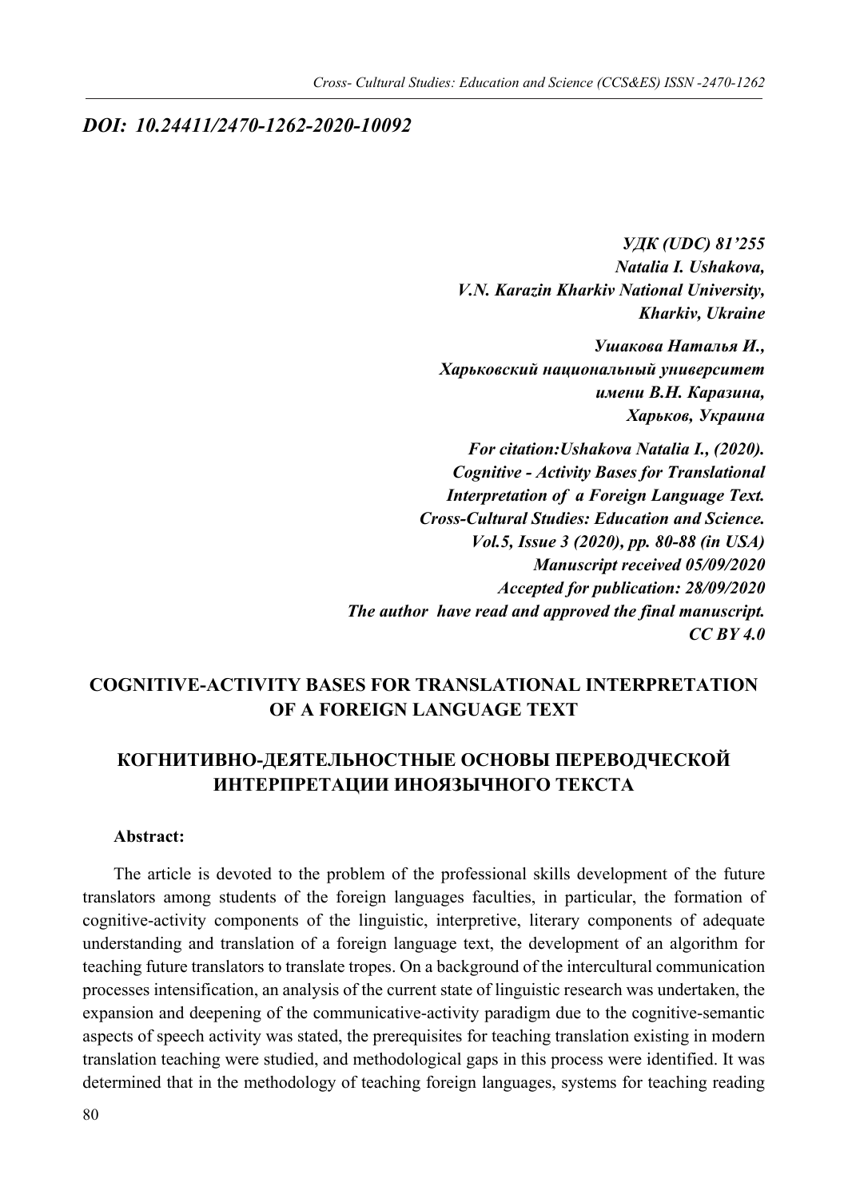***DOI: 10.24411/2470-1262-2020-10092***

***УДК (UDC) 81'255***
***Natalia I. Ushakova,***
***V.N. Karazin Kharkiv National University,***
***Kharkiv, Ukraine***

***Ушакова Наталья И.,***
***Харьковский национальный университет***
***имени В.Н. Каразина,***
***Харьков, Украина***

***For citation:Ushakova Natalia I., (2020).***
***Cognitive - Activity Bases for Translational***
***Interpretation of a Foreign Language Text.***
***Cross-Cultural Studies: Education and Science.***
***Vol.5, Issue 3 (2020), pp. 80-88 (in USA)***
***Manuscript received 05/09/2020***
***Accepted for publication: 28/09/2020***
***The author have read and approved the final manuscript.***
***CC BY 4.0***

# COGNITIVE-ACTIVITY BASES FOR TRANSLATIONAL INTERPRETATION OF A FOREIGN LANGUAGE TEXT

# КОГНИТИВНО-ДЕЯТЕЛЬНОСТНЫЕ ОСНОВЫ ПЕРЕВОДЧЕСКОЙ ИНТЕРПРЕТАЦИИ ИНОЯЗЫЧНОГО ТЕКСТА

**Abstract:**

The article is devoted to the problem of the professional skills development of the future translators among students of the foreign languages faculties, in particular, the formation of cognitive-activity components of the linguistic, interpretive, literary components of adequate understanding and translation of a foreign language text, the development of an algorithm for teaching future translators to translate tropes. On a background of the intercultural communication processes intensification, an analysis of the current state of linguistic research was undertaken, the expansion and deepening of the communicative-activity paradigm due to the cognitive-semantic aspects of speech activity was stated, the prerequisites for teaching translation existing in modern translation teaching were studied, and methodological gaps in this process were identified. It was determined that in the methodology of teaching foreign languages, systems for teaching reading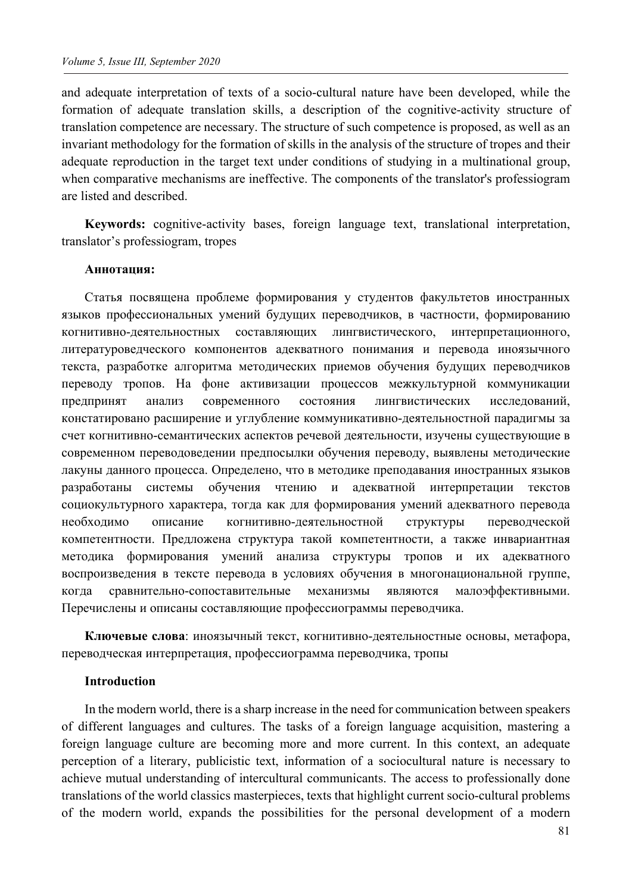and adequate interpretation of texts of a socio-cultural nature have been developed, while the formation of adequate translation skills, a description of the cognitive-activity structure of translation competence are necessary. The structure of such competence is proposed, as well as an invariant methodology for the formation of skills in the analysis of the structure of tropes and their adequate reproduction in the target text under conditions of studying in a multinational group, when comparative mechanisms are ineffective. The components of the translator's professiogram are listed and described.

**Keywords:** cognitive-activity bases, foreign language text, translational interpretation, translator's professiogram, tropes

**Аннотация:**

Статья посвящена проблеме формирования у студентов факультетов иностранных языков профессиональных умений будущих переводчиков, в частности, формированию когнитивно-деятельностных составляющих лингвистического, интерпретационного, литературоведческого компонентов адекватного понимания и перевода иноязычного текста, разработке алгоритма методических приемов обучения будущих переводчиков переводу тропов. На фоне активизации процессов межкультурной коммуникации предпринят анализ современного состояния лингвистических исследований, констатировано расширение и углубление коммуникативно-деятельностной парадигмы за счет когнитивно-семантических аспектов речевой деятельности, изучены существующие в современном переводоведении предпосылки обучения переводу, выявлены методические лакуны данного процесса. Определено, что в методике преподавания иностранных языков разработаны системы обучения чтению и адекватной интерпретации текстов социокультурного характера, тогда как для формирования умений адекватного перевода необходимо описание когнитивно-деятельностной структуры переводческой компетентности. Предложена структура такой компетентности, а также инвариантная методика формирования умений анализа структуры тропов и их адекватного воспроизведения в тексте перевода в условиях обучения в многонациональной группе, когда сравнительно-сопоставительные механизмы являются малоэффективными. Перечислены и описаны составляющие профессиограммы переводчика.

**Ключевые слова**: иноязычный текст, когнитивно-деятельностные основы, метафора, переводческая интерпретация, профессиограмма переводчика, тропы

**Introduction**

In the modern world, there is a sharp increase in the need for communication between speakers of different languages and cultures. The tasks of a foreign language acquisition, mastering a foreign language culture are becoming more and more current. In this context, an adequate perception of a literary, publicistic text, information of a sociocultural nature is necessary to achieve mutual understanding of intercultural communicants. The access to professionally done translations of the world classics masterpieces, texts that highlight current socio-cultural problems of the modern world, expands the possibilities for the personal development of a modern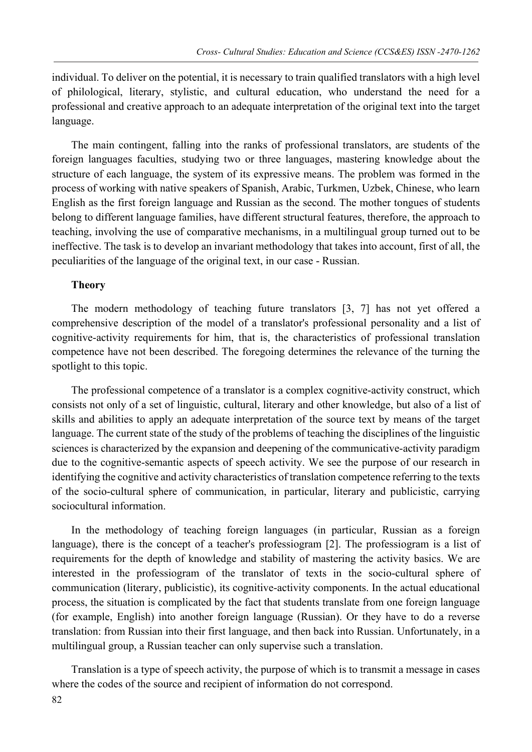individual. To deliver on the potential, it is necessary to train qualified translators with a high level of philological, literary, stylistic, and cultural education, who understand the need for a professional and creative approach to an adequate interpretation of the original text into the target language.

The main contingent, falling into the ranks of professional translators, are students of the foreign languages faculties, studying two or three languages, mastering knowledge about the structure of each language, the system of its expressive means. The problem was formed in the process of working with native speakers of Spanish, Arabic, Turkmen, Uzbek, Chinese, who learn English as the first foreign language and Russian as the second. The mother tongues of students belong to different language families, have different structural features, therefore, the approach to teaching, involving the use of comparative mechanisms, in a multilingual group turned out to be ineffective. The task is to develop an invariant methodology that takes into account, first of all, the peculiarities of the language of the original text, in our case - Russian.

## Theory

The modern methodology of teaching future translators [3, 7] has not yet offered a comprehensive description of the model of a translator's professional personality and a list of cognitive-activity requirements for him, that is, the characteristics of professional translation competence have not been described. The foregoing determines the relevance of the turning the spotlight to this topic.

The professional competence of a translator is a complex cognitive-activity construct, which consists not only of a set of linguistic, cultural, literary and other knowledge, but also of a list of skills and abilities to apply an adequate interpretation of the source text by means of the target language. The current state of the study of the problems of teaching the disciplines of the linguistic sciences is characterized by the expansion and deepening of the communicative-activity paradigm due to the cognitive-semantic aspects of speech activity. We see the purpose of our research in identifying the cognitive and activity characteristics of translation competence referring to the texts of the socio-cultural sphere of communication, in particular, literary and publicistic, carrying sociocultural information.

In the methodology of teaching foreign languages (in particular, Russian as a foreign language), there is the concept of a teacher's professiogram [2]. The professiogram is a list of requirements for the depth of knowledge and stability of mastering the activity basics. We are interested in the professiogram of the translator of texts in the socio-cultural sphere of communication (literary, publicistic), its cognitive-activity components. In the actual educational process, the situation is complicated by the fact that students translate from one foreign language (for example, English) into another foreign language (Russian). Or they have to do a reverse translation: from Russian into their first language, and then back into Russian. Unfortunately, in a multilingual group, a Russian teacher can only supervise such a translation.

Translation is a type of speech activity, the purpose of which is to transmit a message in cases where the codes of the source and recipient of information do not correspond.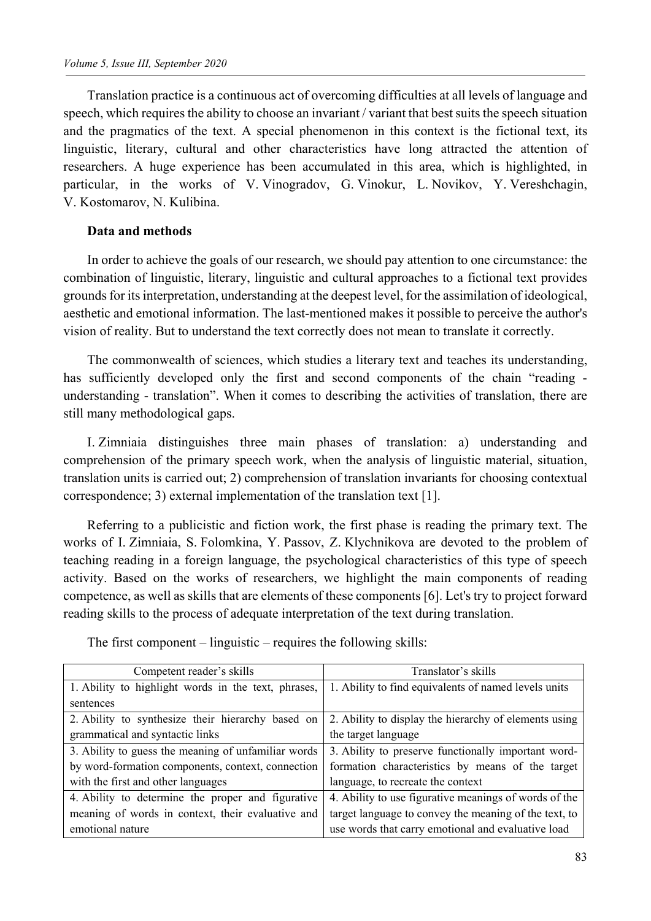Translation practice is a continuous act of overcoming difficulties at all levels of language and speech, which requires the ability to choose an invariant / variant that best suits the speech situation and the pragmatics of the text. A special phenomenon in this context is the fictional text, its linguistic, literary, cultural and other characteristics have long attracted the attention of researchers. A huge experience has been accumulated in this area, which is highlighted, in particular, in the works of V. Vinogradov, G. Vinokur, L. Novikov, Y. Vereshchagin, V. Kostomarov, N. Kulibina.

**Data and methods**

In order to achieve the goals of our research, we should pay attention to one circumstance: the combination of linguistic, literary, linguistic and cultural approaches to a fictional text provides grounds for its interpretation, understanding at the deepest level, for the assimilation of ideological, aesthetic and emotional information. The last-mentioned makes it possible to perceive the author's vision of reality. But to understand the text correctly does not mean to translate it correctly.

The commonwealth of sciences, which studies a literary text and teaches its understanding, has sufficiently developed only the first and second components of the chain "reading - understanding - translation". When it comes to describing the activities of translation, there are still many methodological gaps.

I. Zimniaia distinguishes three main phases of translation: a) understanding and comprehension of the primary speech work, when the analysis of linguistic material, situation, translation units is carried out; 2) comprehension of translation invariants for choosing contextual correspondence; 3) external implementation of the translation text [1].

Referring to a publicistic and fiction work, the first phase is reading the primary text. The works of I. Zimniaia, S. Folomkina, Y. Passov, Z. Klychnikova are devoted to the problem of teaching reading in a foreign language, the psychological characteristics of this type of speech activity. Based on the works of researchers, we highlight the main components of reading competence, as well as skills that are elements of these components [6]. Let's try to project forward reading skills to the process of adequate interpretation of the text during translation.

The first component – linguistic – requires the following skills:

| Competent reader's skills | Translator's skills |
|---|---|
| 1. Ability to highlight words in the text, phrases, sentences | 1. Ability to find equivalents of named levels units |
| 2. Ability to synthesize their hierarchy based on grammatical and syntactic links | 2. Ability to display the hierarchy of elements using the target language |
| 3. Ability to guess the meaning of unfamiliar words by word-formation components, context, connection with the first and other languages | 3. Ability to preserve functionally important word-formation characteristics by means of the target language, to recreate the context |
| 4. Ability to determine the proper and figurative meaning of words in context, their evaluative and emotional nature | 4. Ability to use figurative meanings of words of the target language to convey the meaning of the text, to use words that carry emotional and evaluative load |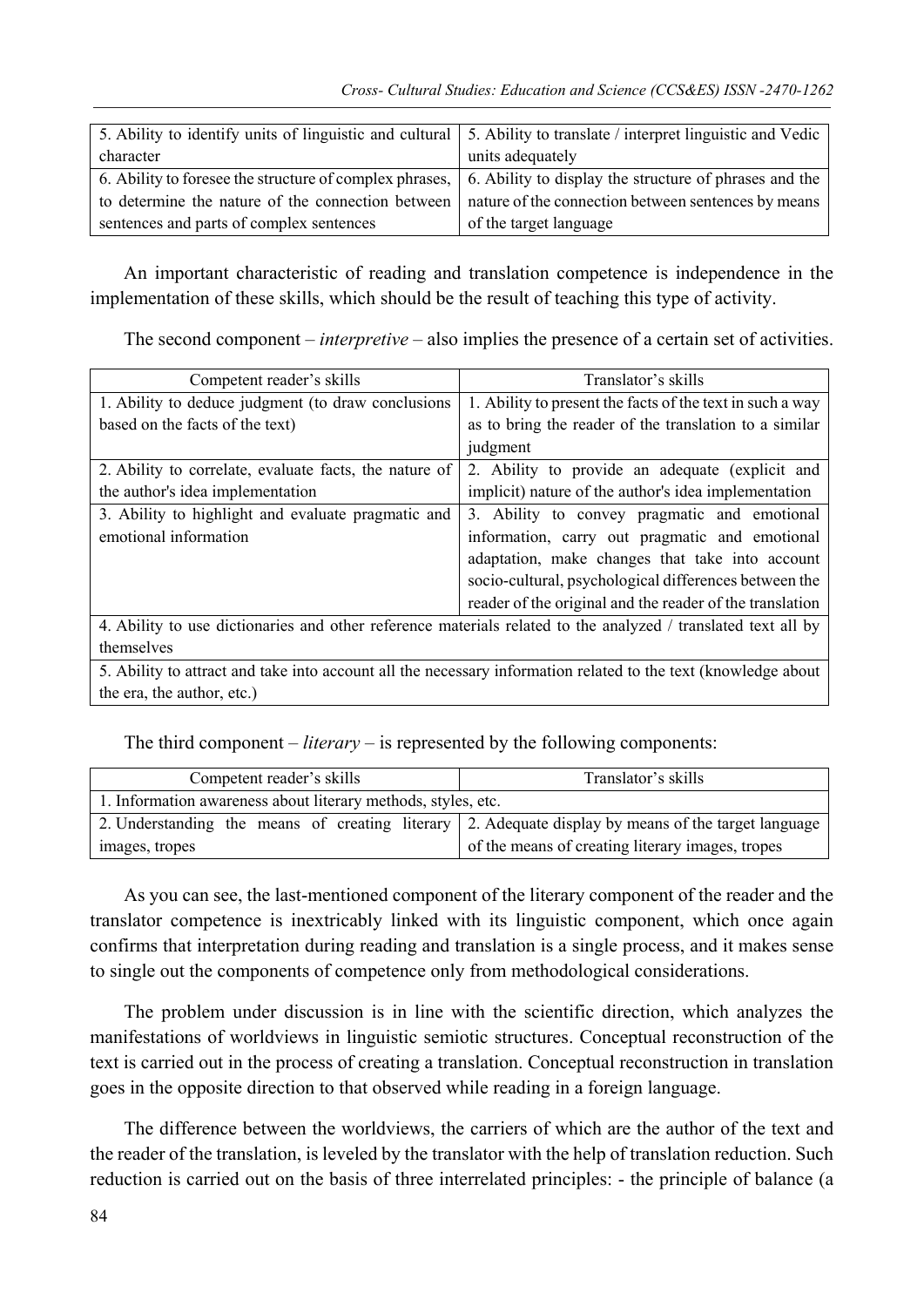| | |
|---|---|
| 5. Ability to identify units of linguistic and cultural character | 5. Ability to translate / interpret linguistic and Vedic units adequately |
| 6. Ability to foresee the structure of complex phrases, to determine the nature of the connection between sentences and parts of complex sentences | 6. Ability to display the structure of phrases and the nature of the connection between sentences by means of the target language |

An important characteristic of reading and translation competence is independence in the implementation of these skills, which should be the result of teaching this type of activity.

The second component – *interpretive* – also implies the presence of a certain set of activities.

| Competent reader's skills | Translator's skills |
|---|---|
| 1. Ability to deduce judgment (to draw conclusions based on the facts of the text) | 1. Ability to present the facts of the text in such a way as to bring the reader of the translation to a similar judgment |
| 2. Ability to correlate, evaluate facts, the nature of the author's idea implementation | 2. Ability to provide an adequate (explicit and implicit) nature of the author's idea implementation |
| 3. Ability to highlight and evaluate pragmatic and emotional information | 3. Ability to convey pragmatic and emotional information, carry out pragmatic and emotional adaptation, make changes that take into account socio-cultural, psychological differences between the reader of the original and the reader of the translation |
| 4. Ability to use dictionaries and other reference materials related to the analyzed / translated text all by themselves | |
| 5. Ability to attract and take into account all the necessary information related to the text (knowledge about the era, the author, etc.) | |

The third component – *literary* – is represented by the following components:

| Competent reader's skills | Translator's skills |
|---|---|
| 1. Information awareness about literary methods, styles, etc. | |
| 2. Understanding the means of creating literary images, tropes | 2. Adequate display by means of the target language of the means of creating literary images, tropes |

As you can see, the last-mentioned component of the literary component of the reader and the translator competence is inextricably linked with its linguistic component, which once again confirms that interpretation during reading and translation is a single process, and it makes sense to single out the components of competence only from methodological considerations.

The problem under discussion is in line with the scientific direction, which analyzes the manifestations of worldviews in linguistic semiotic structures. Conceptual reconstruction of the text is carried out in the process of creating a translation. Conceptual reconstruction in translation goes in the opposite direction to that observed while reading in a foreign language.

The difference between the worldviews, the carriers of which are the author of the text and the reader of the translation, is leveled by the translator with the help of translation reduction. Such reduction is carried out on the basis of three interrelated principles: - the principle of balance (a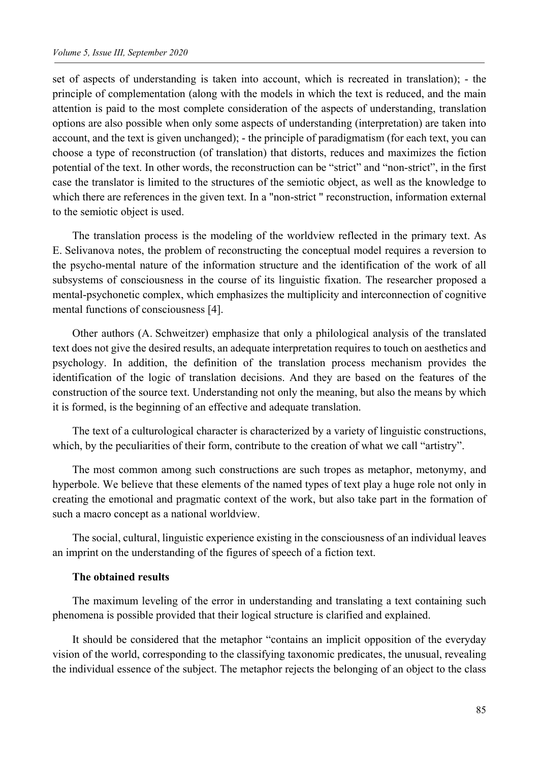set of aspects of understanding is taken into account, which is recreated in translation); - the principle of complementation (along with the models in which the text is reduced, and the main attention is paid to the most complete consideration of the aspects of understanding, translation options are also possible when only some aspects of understanding (interpretation) are taken into account, and the text is given unchanged); - the principle of paradigmatism (for each text, you can choose a type of reconstruction (of translation) that distorts, reduces and maximizes the fiction potential of the text. In other words, the reconstruction can be "strict" and "non-strict", in the first case the translator is limited to the structures of the semiotic object, as well as the knowledge to which there are references in the given text. In a "non-strict " reconstruction, information external to the semiotic object is used.

The translation process is the modeling of the worldview reflected in the primary text. As E. Selivanova notes, the problem of reconstructing the conceptual model requires a reversion to the psycho-mental nature of the information structure and the identification of the work of all subsystems of consciousness in the course of its linguistic fixation. The researcher proposed a mental-psychonetic complex, which emphasizes the multiplicity and interconnection of cognitive mental functions of consciousness [4].

Other authors (A. Schweitzer) emphasize that only a philological analysis of the translated text does not give the desired results, an adequate interpretation requires to touch on aesthetics and psychology. In addition, the definition of the translation process mechanism provides the identification of the logic of translation decisions. And they are based on the features of the construction of the source text. Understanding not only the meaning, but also the means by which it is formed, is the beginning of an effective and adequate translation.

The text of a culturological character is characterized by a variety of linguistic constructions, which, by the peculiarities of their form, contribute to the creation of what we call "artistry".

The most common among such constructions are such tropes as metaphor, metonymy, and hyperbole. We believe that these elements of the named types of text play a huge role not only in creating the emotional and pragmatic context of the work, but also take part in the formation of such a macro concept as a national worldview.

The social, cultural, linguistic experience existing in the consciousness of an individual leaves an imprint on the understanding of the figures of speech of a fiction text.

**The obtained results**

The maximum leveling of the error in understanding and translating a text containing such phenomena is possible provided that their logical structure is clarified and explained.

It should be considered that the metaphor "contains an implicit opposition of the everyday vision of the world, corresponding to the classifying taxonomic predicates, the unusual, revealing the individual essence of the subject. The metaphor rejects the belonging of an object to the class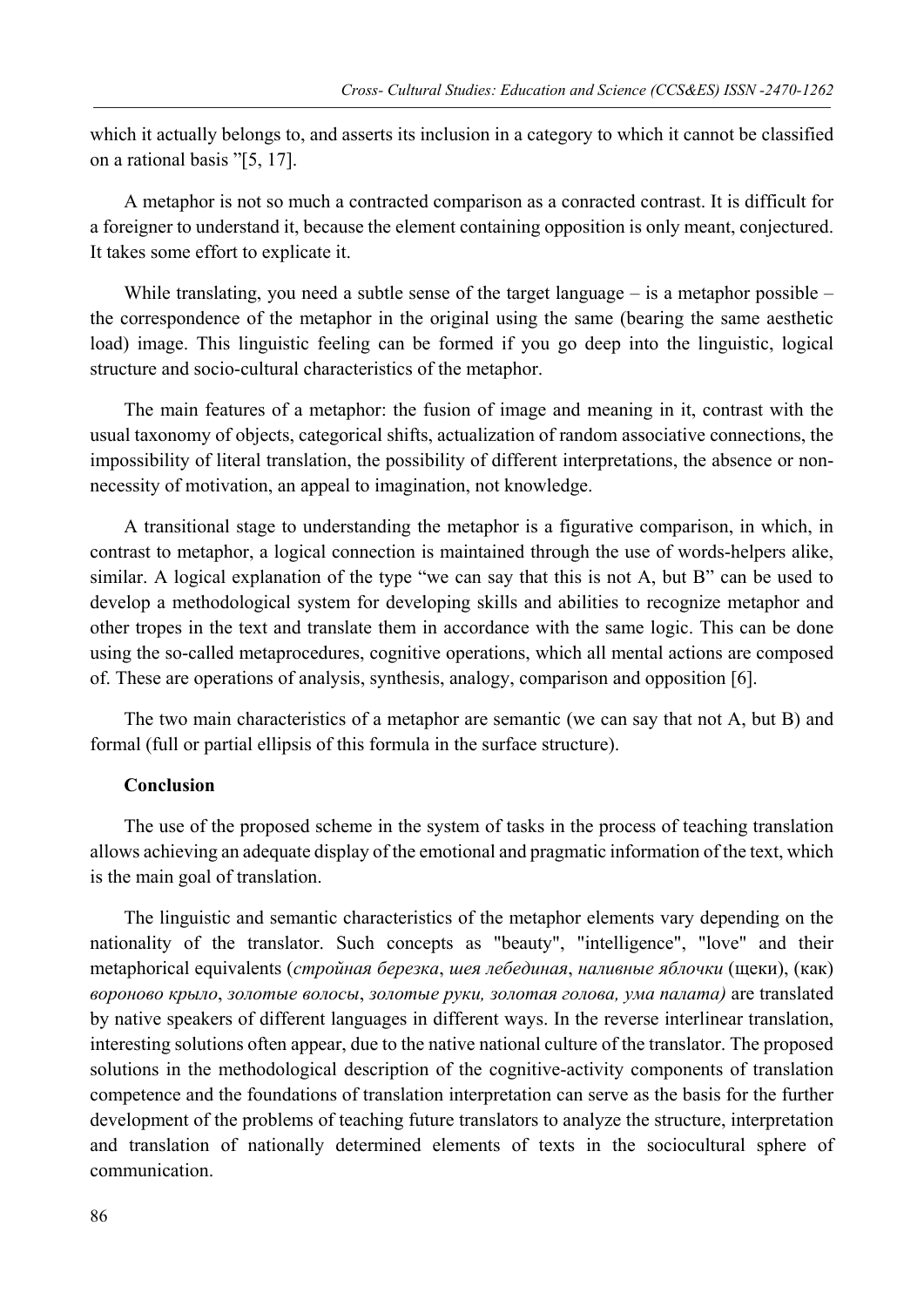which it actually belongs to, and asserts its inclusion in a category to which it cannot be classified on a rational basis "[5, 17].

A metaphor is not so much a contracted comparison as a conracted contrast. It is difficult for a foreigner to understand it, because the element containing opposition is only meant, conjectured. It takes some effort to explicate it.

While translating, you need a subtle sense of the target language – is a metaphor possible – the correspondence of the metaphor in the original using the same (bearing the same aesthetic load) image. This linguistic feeling can be formed if you go deep into the linguistic, logical structure and socio-cultural characteristics of the metaphor.

The main features of a metaphor: the fusion of image and meaning in it, contrast with the usual taxonomy of objects, categorical shifts, actualization of random associative connections, the impossibility of literal translation, the possibility of different interpretations, the absence or non-necessity of motivation, an appeal to imagination, not knowledge.

A transitional stage to understanding the metaphor is a figurative comparison, in which, in contrast to metaphor, a logical connection is maintained through the use of words-helpers alike, similar. A logical explanation of the type "we can say that this is not A, but B" can be used to develop a methodological system for developing skills and abilities to recognize metaphor and other tropes in the text and translate them in accordance with the same logic. This can be done using the so-called metaprocedures, cognitive operations, which all mental actions are composed of. These are operations of analysis, synthesis, analogy, comparison and opposition [6].

The two main characteristics of a metaphor are semantic (we can say that not A, but B) and formal (full or partial ellipsis of this formula in the surface structure).

**Conclusion**

The use of the proposed scheme in the system of tasks in the process of teaching translation allows achieving an adequate display of the emotional and pragmatic information of the text, which is the main goal of translation.

The linguistic and semantic characteristics of the metaphor elements vary depending on the nationality of the translator. Such concepts as "beauty", "intelligence", "love" and their metaphorical equivalents (*стройная березка*, *шея лебединая*, *наливные яблочки* (щеки), (как) *вороново крыло*, *золотые волосы*, *золотые руки, золотая голова, ума палата)* are translated by native speakers of different languages in different ways. In the reverse interlinear translation, interesting solutions often appear, due to the native national culture of the translator. The proposed solutions in the methodological description of the cognitive-activity components of translation competence and the foundations of translation interpretation can serve as the basis for the further development of the problems of teaching future translators to analyze the structure, interpretation and translation of nationally determined elements of texts in the sociocultural sphere of communication.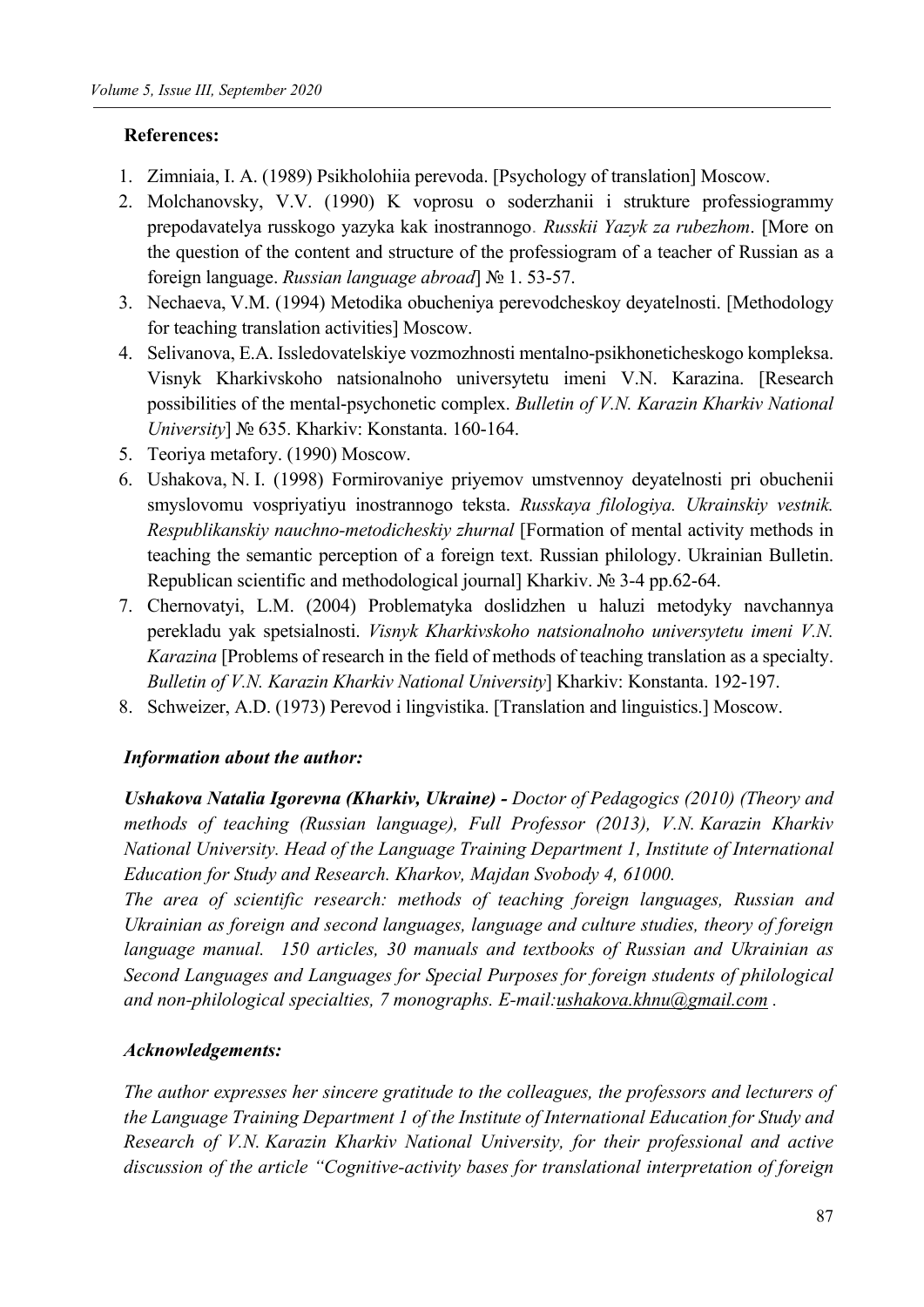**References:**

1. Zimniaia, I. A. (1989) Psikholohiia perevoda. [Psychology of translation] Moscow.
2. Molchanovsky, V.V. (1990) K voprosu o soderzhanii i strukture professiogrammy prepodavatelya russkogo yazyka kak inostrannogo. *Russkii Yazyk za rubezhom*. [More on the question of the content and structure of the professiogram of a teacher of Russian as a foreign language. *Russian language abroad*] № 1. 53-57.
3. Nechaeva, V.M. (1994) Metodika obucheniya perevodcheskoy deyatelnosti. [Methodology for teaching translation activities] Moscow.
4. Selivanova, E.A. Issledovatelskiye vozmozhnosti mentalno-psikhoneticheskogo kompleksa. Visnyk Kharkivskoho natsionalnoho universytetu imeni V.N. Karazina. [Research possibilities of the mental-psychonetic complex. *Bulletin of V.N. Karazin Kharkiv National University*] № 635. Kharkiv: Konstanta. 160-164.
5. Teoriya metafory. (1990) Moscow.
6. Ushakova, N. I. (1998) Formirovaniye priyemov umstvennoy deyatelnosti pri obuchenii smyslovomu vospriyatiyu inostrannogo teksta. *Russkaya filologiya. Ukrainskiy vestnik. Respublikanskiy nauchno-metodicheskiy zhurnal* [Formation of mental activity methods in teaching the semantic perception of a foreign text. Russian philology. Ukrainian Bulletin. Republican scientific and methodological journal] Kharkiv. № 3-4 pp.62-64.
7. Chernovatyi, L.M. (2004) Problematyka doslidzhen u haluzi metodyky navchannya perekladu yak spetsialnosti. *Visnyk Kharkivskoho natsionalnoho universytetu imeni V.N. Karazina* [Problems of research in the field of methods of teaching translation as a specialty. *Bulletin of V.N. Karazin Kharkiv National University*] Kharkiv: Konstanta. 192-197.
8. Schweizer, A.D. (1973) Perevod i lingvistika. [Translation and linguistics.] Moscow.

***Information about the author:***

***Ushakova Natalia Igorevna (Kharkiv, Ukraine) -*** *Doctor of Pedagogics (2010) (Theory and methods of teaching (Russian language), Full Professor (2013), V.N. Karazin Kharkiv National University. Head of the Language Training Department 1, Institute of International Education for Study and Research. Kharkov, Majdan Svobody 4, 61000.*

*The area of scientific research: methods of teaching foreign languages, Russian and Ukrainian as foreign and second languages, language and culture studies, theory of foreign language manual. 150 articles, 30 manuals and textbooks of Russian and Ukrainian as Second Languages and Languages for Special Purposes for foreign students of philological and non-philological specialties, 7 monographs. E-mail:ushakova.khnu@gmail.com .*

***Acknowledgements:***

*The author expresses her sincere gratitude to the colleagues, the professors and lecturers of the Language Training Department 1 of the Institute of International Education for Study and Research of V.N. Karazin Kharkiv National University, for their professional and active discussion of the article "Cognitive-activity bases for translational interpretation of foreign*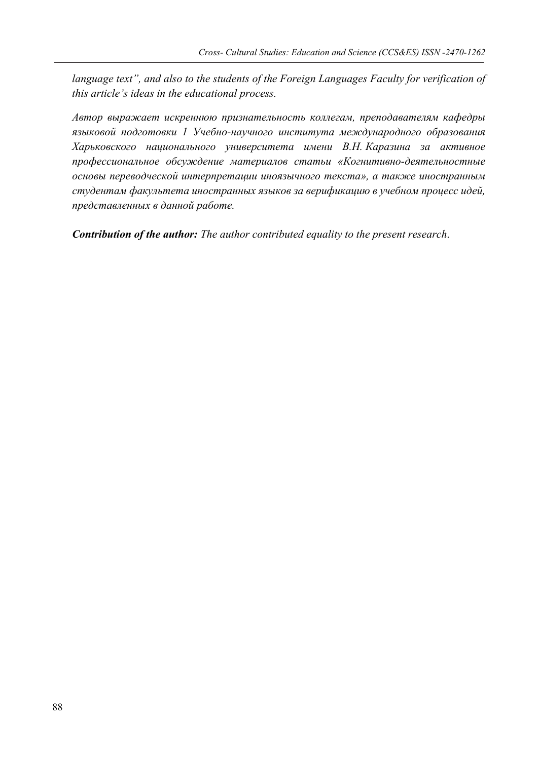*language text", and also to the students of the Foreign Languages Faculty for verification of this article's ideas in the educational process.*

*Автор выражает искреннюю признательность коллегам, преподавателям кафедры языковой подготовки 1 Учебно-научного института международного образования Харьковского национального университета имени В.Н. Каразина за активное профессиональное обсуждение материалов статьи «Когнитивно-деятельностные основы переводческой интерпретации иноязычного текста», а также иностранным студентам факультета иностранных языков за верификацию в учебном процесс идей, представленных в данной работе.*

***Contribution of the author:*** *The author contributed equality to the present research.*